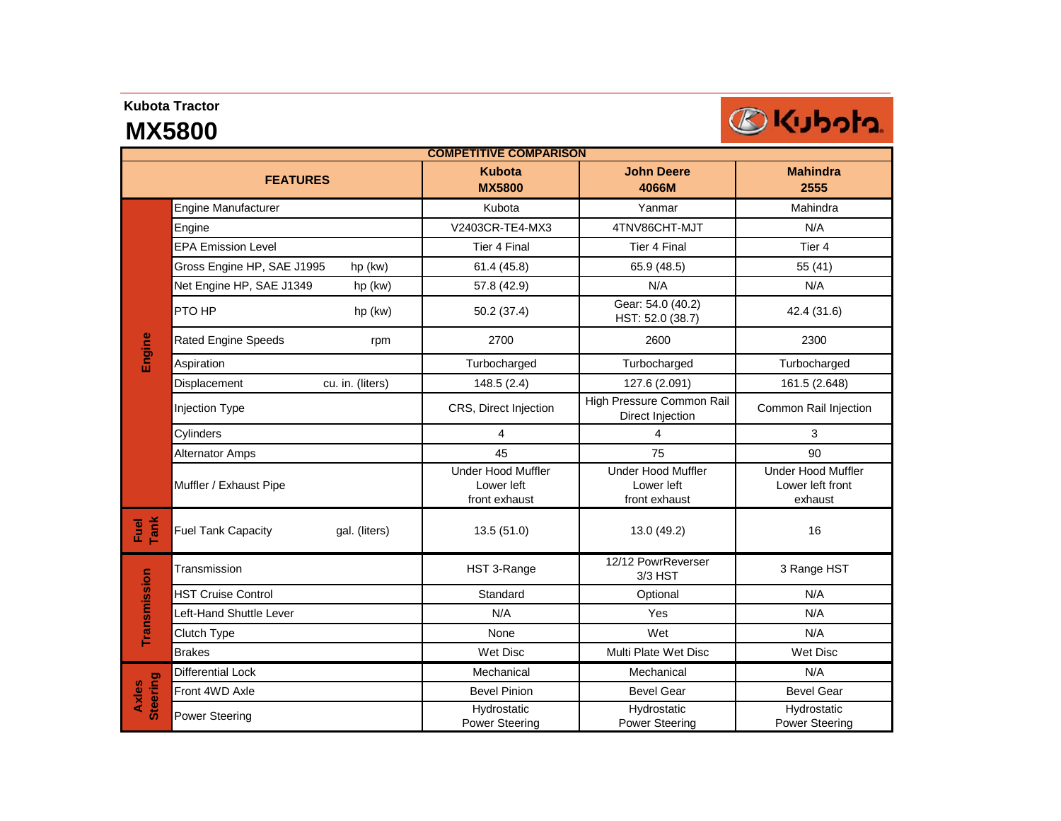**Kubota Tractor**

# MX5800

| COMPETITIVE COMPARISON | | | | |
|---|---|---|---|---|
| | FEATURES | Kubota MX5800 | John Deere 4066M | Mahindra 2555 |
| Engine | Engine Manufacturer | Kubota | Yanmar | Mahindra |
| | Engine | V2403CR-TE4-MX3 | 4TNV86CHT-MJT | N/A |
| | EPA Emission Level | Tier 4 Final | Tier 4 Final | Tier 4 |
| | Gross Engine HP, SAE J1995 hp (kw) | 61.4 (45.8) | 65.9 (48.5) | 55 (41) |
| | Net Engine HP, SAE J1349 hp (kw) | 57.8 (42.9) | N/A | N/A |
| | PTO HP hp (kw) | 50.2 (37.4) | Gear: 54.0 (40.2) HST: 52.0 (38.7) | 42.4 (31.6) |
| | Rated Engine Speeds rpm | 2700 | 2600 | 2300 |
| | Aspiration | Turbocharged | Turbocharged | Turbocharged |
| | Displacement cu. in. (liters) | 148.5 (2.4) | 127.6 (2.091) | 161.5 (2.648) |
| | Injection Type | CRS, Direct Injection | High Pressure Common Rail Direct Injection | Common Rail Injection |
| | Cylinders | 4 | 4 | 3 |
| | Alternator Amps | 45 | 75 | 90 |
| | Muffler / Exhaust Pipe | Under Hood Muffler Lower left front exhaust | Under Hood Muffler Lower left front exhaust | Under Hood Muffler Lower left front exhaust |
| Fuel Tank | Fuel Tank Capacity gal. (liters) | 13.5 (51.0) | 13.0 (49.2) | 16 |
| Transmission | Transmission | HST 3-Range | 12/12 PowrReverser 3/3 HST | 3 Range HST |
| | HST Cruise Control | Standard | Optional | N/A |
| | Left-Hand Shuttle Lever | N/A | Yes | N/A |
| | Clutch Type | None | Wet | N/A |
| | Brakes | Wet Disc | Multi Plate Wet Disc | Wet Disc |
| Axles Steering | Differential Lock | Mechanical | Mechanical | N/A |
| | Front 4WD Axle | Bevel Pinion | Bevel Gear | Bevel Gear |
| | Power Steering | Hydrostatic Power Steering | Hydrostatic Power Steering | Hydrostatic Power Steering |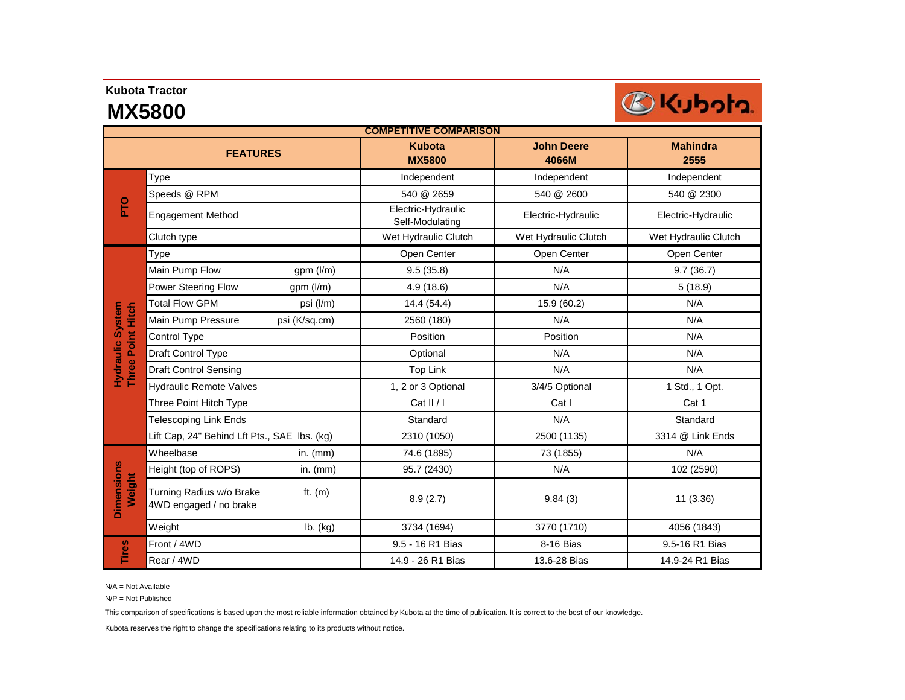**Kubota Tractor**

# MX5800

**COMPETITIVE COMPARISON**

| | FEATURES | | Kubota MX5800 | John Deere 4066M | Mahindra 2555 |
|---|---|---|---|---|---|
| PTO | Type | | Independent | Independent | Independent |
| | Speeds @ RPM | | 540 @ 2659 | 540 @ 2600 | 540 @ 2300 |
| | Engagement Method | | Electric-Hydraulic Self-Modulating | Electric-Hydraulic | Electric-Hydraulic |
| | Clutch type | | Wet Hydraulic Clutch | Wet Hydraulic Clutch | Wet Hydraulic Clutch |
| Hydraulic System Three Point Hitch | Type | | Open Center | Open Center | Open Center |
| | Main Pump Flow | gpm (l/m) | 9.5 (35.8) | N/A | 9.7 (36.7) |
| | Power Steering Flow | gpm (l/m) | 4.9 (18.6) | N/A | 5 (18.9) |
| | Total Flow GPM | psi (l/m) | 14.4 (54.4) | 15.9 (60.2) | N/A |
| | Main Pump Pressure | psi (K/sq.cm) | 2560 (180) | N/A | N/A |
| | Control Type | | Position | Position | N/A |
| | Draft Control Type | | Optional | N/A | N/A |
| | Draft Control Sensing | | Top Link | N/A | N/A |
| | Hydraulic Remote Valves | | 1, 2 or 3 Optional | 3/4/5 Optional | 1 Std., 1 Opt. |
| | Three Point Hitch Type | | Cat II / I | Cat I | Cat 1 |
| | Telescoping Link Ends | | Standard | N/A | Standard |
| | Lift Cap, 24" Behind Lft Pts., SAE | lbs. (kg) | 2310 (1050) | 2500 (1135) | 3314 @ Link Ends |
| Dimensions Weight | Wheelbase | in. (mm) | 74.6 (1895) | 73 (1855) | N/A |
| | Height (top of ROPS) | in. (mm) | 95.7 (2430) | N/A | 102 (2590) |
| | Turning Radius w/o Brake 4WD engaged / no brake | ft. (m) | 8.9 (2.7) | 9.84 (3) | 11 (3.36) |
| | Weight | lb. (kg) | 3734 (1694) | 3770 (1710) | 4056 (1843) |
| Tires | Front / 4WD | | 9.5 - 16 R1 Bias | 8-16 Bias | 9.5-16 R1 Bias |
| | Rear / 4WD | | 14.9 - 26 R1 Bias | 13.6-28 Bias | 14.9-24 R1 Bias |

N/A = Not Available

N/P = Not Published

This comparison of specifications is based upon the most reliable information obtained by Kubota at the time of publication. It is correct to the best of our knowledge.

Kubota reserves the right to change the specifications relating to its products without notice.